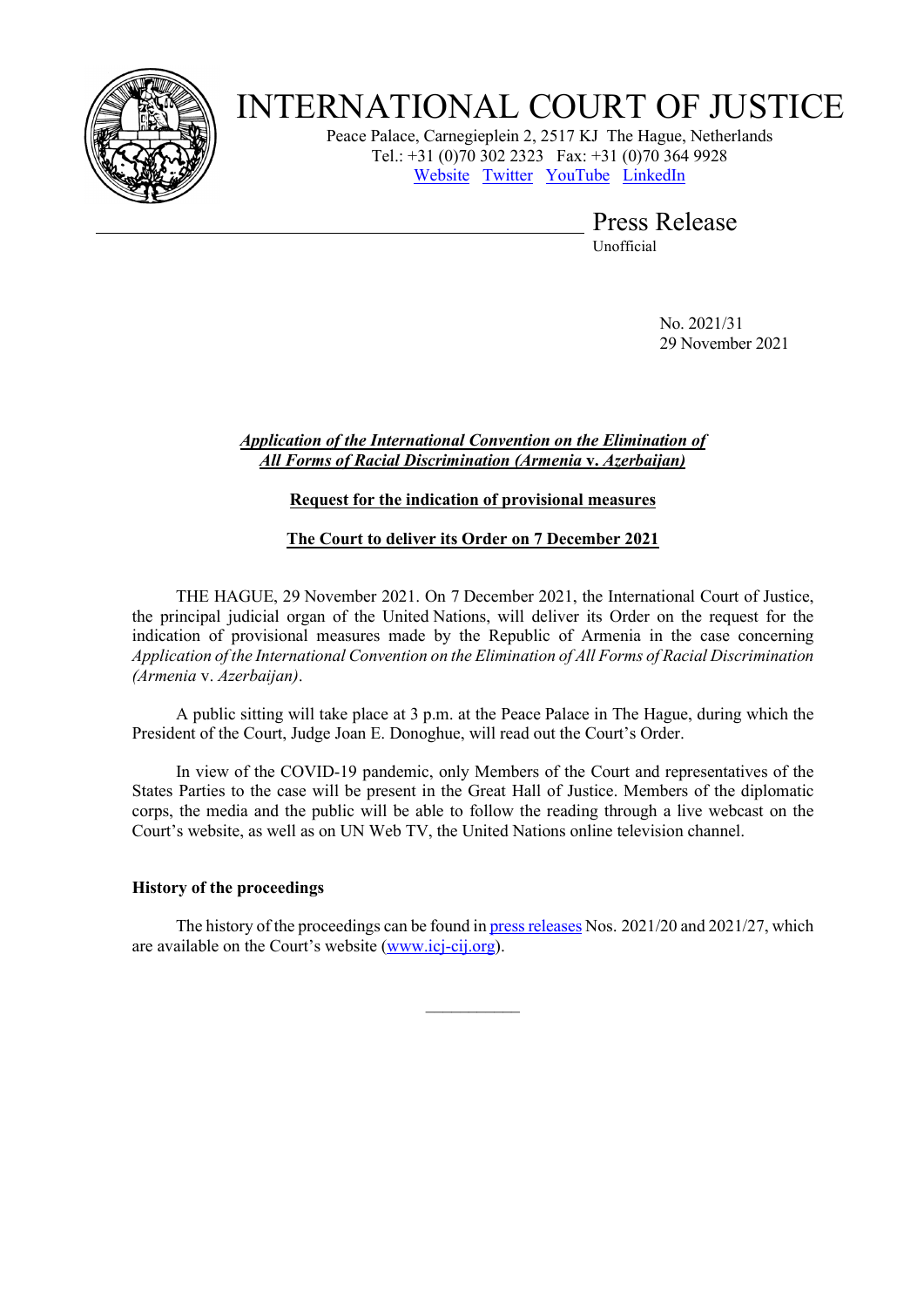# INTERNATIONAL COURT OF JUSTICE

Peace Palace, Carnegieplein 2, 2517 KJ The Hague, Netherlands
Tel.: +31 (0)70 302 2323 Fax: +31 (0)70 364 9928
Website Twitter YouTube LinkedIn

## Press Release

Unofficial

No. 2021/31
29 November 2021

***Application of the International Convention on the Elimination of All Forms of Racial Discrimination (Armenia* v. *Azerbaijan)***

**Request for the indication of provisional measures**

**The Court to deliver its Order on 7 December 2021**

THE HAGUE, 29 November 2021. On 7 December 2021, the International Court of Justice, the principal judicial organ of the United Nations, will deliver its Order on the request for the indication of provisional measures made by the Republic of Armenia in the case concerning *Application of the International Convention on the Elimination of All Forms of Racial Discrimination (Armenia* v. *Azerbaijan)*.

A public sitting will take place at 3 p.m. at the Peace Palace in The Hague, during which the President of the Court, Judge Joan E. Donoghue, will read out the Court's Order.

In view of the COVID-19 pandemic, only Members of the Court and representatives of the States Parties to the case will be present in the Great Hall of Justice. Members of the diplomatic corps, the media and the public will be able to follow the reading through a live webcast on the Court's website, as well as on UN Web TV, the United Nations online television channel.

**History of the proceedings**

The history of the proceedings can be found in press releases Nos. 2021/20 and 2021/27, which are available on the Court's website (www.icj-cij.org).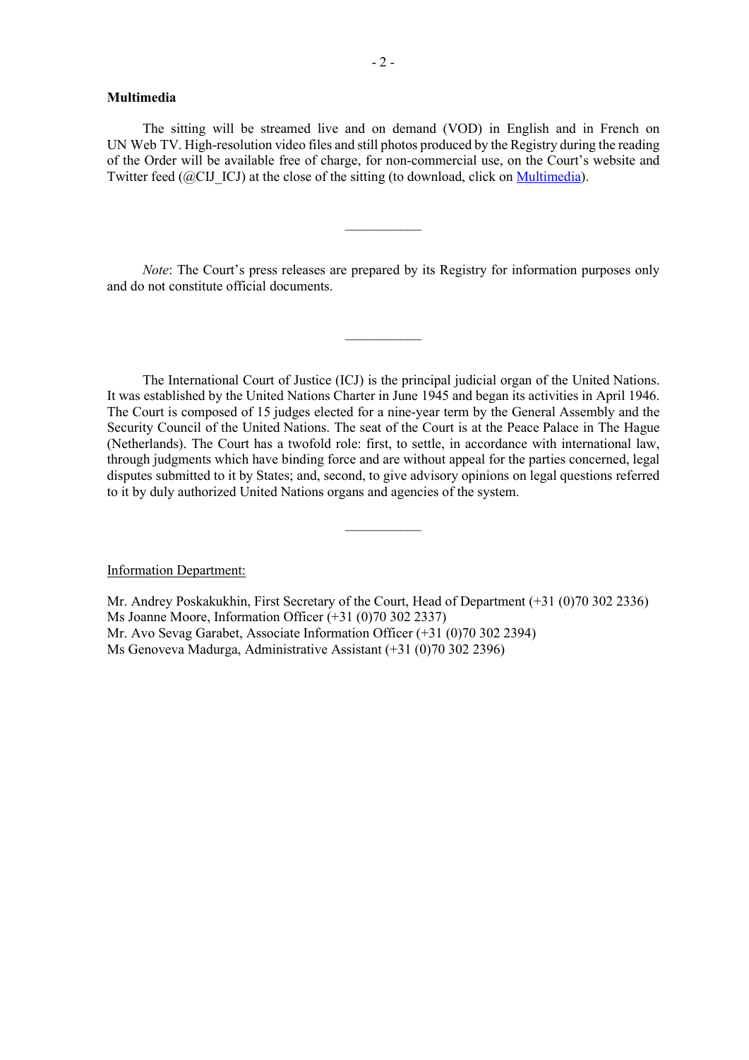**Multimedia**

The sitting will be streamed live and on demand (VOD) in English and in French on UN Web TV. High-resolution video files and still photos produced by the Registry during the reading of the Order will be available free of charge, for non-commercial use, on the Court's website and Twitter feed (@CIJ_ICJ) at the close of the sitting (to download, click on Multimedia).

___________

*Note*: The Court's press releases are prepared by its Registry for information purposes only and do not constitute official documents.

___________

The International Court of Justice (ICJ) is the principal judicial organ of the United Nations. It was established by the United Nations Charter in June 1945 and began its activities in April 1946. The Court is composed of 15 judges elected for a nine-year term by the General Assembly and the Security Council of the United Nations. The seat of the Court is at the Peace Palace in The Hague (Netherlands). The Court has a twofold role: first, to settle, in accordance with international law, through judgments which have binding force and are without appeal for the parties concerned, legal disputes submitted to it by States; and, second, to give advisory opinions on legal questions referred to it by duly authorized United Nations organs and agencies of the system.

___________

Information Department:

Mr. Andrey Poskakukhin, First Secretary of the Court, Head of Department (+31 (0)70 302 2336)
Ms Joanne Moore, Information Officer (+31 (0)70 302 2337)
Mr. Avo Sevag Garabet, Associate Information Officer (+31 (0)70 302 2394)
Ms Genoveva Madurga, Administrative Assistant (+31 (0)70 302 2396)